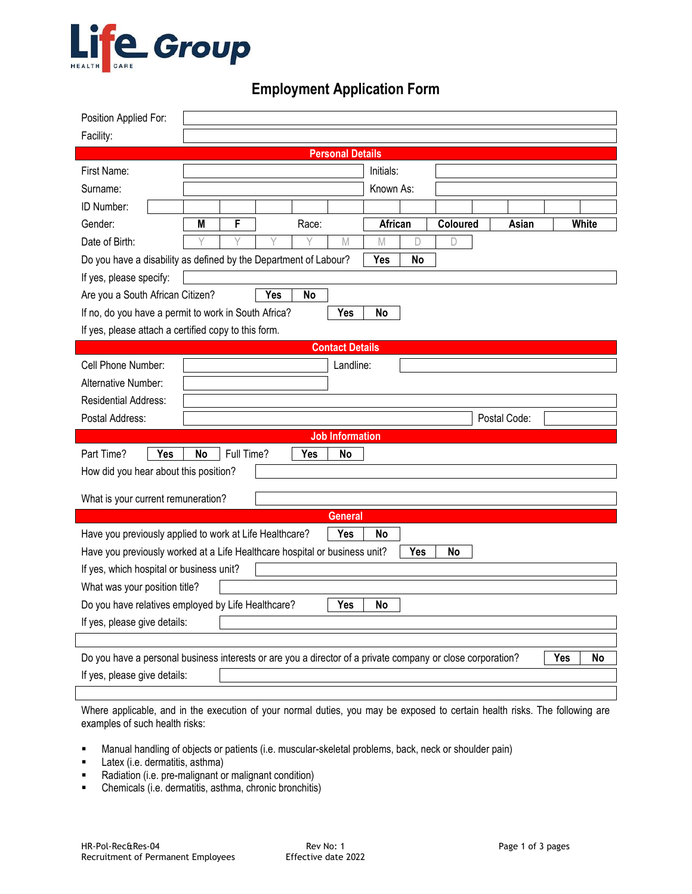Life Group
HEALTH CARE

# Employment Application Form

| | |
|---|---|
| Position Applied For: | |
| Facility: | |

## Personal Details

| | | | |
|---|---|---|---|
| First Name: | | Initials: | |
| Surname: | | Known As: | |
| ID Number: | | | |

Gender: M | F  Race: African | Coloured | Asian | White

Date of Birth: Y Y Y Y M M D D

Do you have a disability as defined by the Department of Labour? Yes | No

If yes, please specify:

Are you a South African Citizen? Yes | No

If no, do you have a permit to work in South Africa? Yes | No

If yes, please attach a certified copy to this form.

## Contact Details

| | | | |
|---|---|---|---|
| Cell Phone Number: | | Landline: | |
| Alternative Number: | | | |
| Residential Address: | | | |
| Postal Address: | | Postal Code: | |

## Job Information

Part Time? Yes | No  Full Time? Yes | No

How did you hear about this position?

What is your current remuneration?

## General

Have you previously applied to work at Life Healthcare? Yes | No

Have you previously worked at a Life Healthcare hospital or business unit? Yes | No

If yes, which hospital or business unit?

What was your position title?

Do you have relatives employed by Life Healthcare? Yes | No

If yes, please give details:

Do you have a personal business interests or are you a director of a private company or close corporation? Yes | No

If yes, please give details:

Where applicable, and in the execution of your normal duties, you may be exposed to certain health risks. The following are examples of such health risks:

- Manual handling of objects or patients (i.e. muscular-skeletal problems, back, neck or shoulder pain)
- Latex (i.e. dermatitis, asthma)
- Radiation (i.e. pre-malignant or malignant condition)
- Chemicals (i.e. dermatitis, asthma, chronic bronchitis)

HR-Pol-Rec&Res-04
Recruitment of Permanent Employees

Rev No: 1
Effective date 2022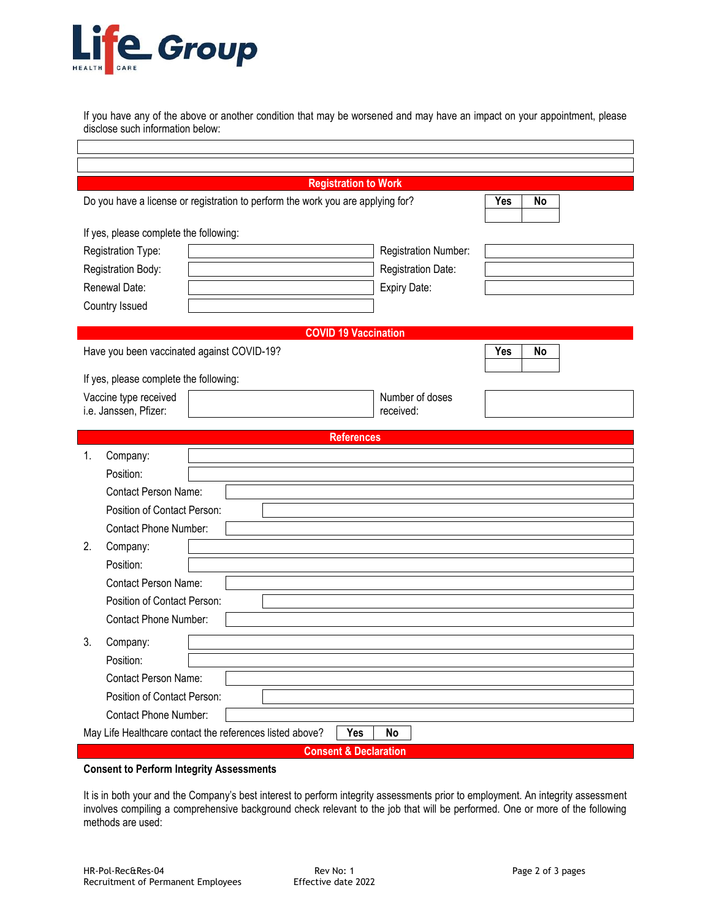If you have any of the above or another condition that may be worsened and may have an impact on your appointment, please disclose such information below:

| |
|---|
| |
| |

## Registration to Work

Do you have a license or registration to perform the work you are applying for?

| Yes | No |
|---|---|
| | |

If yes, please complete the following:

| | | | |
|---|---|---|---|
| Registration Type: | | Registration Number: | |
| Registration Body: | | Registration Date: | |
| Renewal Date: | | Expiry Date: | |
| Country Issued | | | |

## COVID 19 Vaccination

Have you been vaccinated against COVID-19?

| Yes | No |
|---|---|
| | |

If yes, please complete the following:

| | | | |
|---|---|---|---|
| Vaccine type received i.e. Janssen, Pfizer: | | Number of doses received: | |

## References

1. Company:
   Position:
   Contact Person Name:
   Position of Contact Person:
   Contact Phone Number:
2. Company:
   Position:
   Contact Person Name:
   Position of Contact Person:
   Contact Phone Number:
3. Company:
   Position:
   Contact Person Name:
   Position of Contact Person:
   Contact Phone Number:

May Life Healthcare contact the references listed above? | Yes | No |

## Consent & Declaration

**Consent to Perform Integrity Assessments**

It is in both your and the Company's best interest to perform integrity assessments prior to employment. An integrity assessment involves compiling a comprehensive background check relevant to the job that will be performed. One or more of the following methods are used: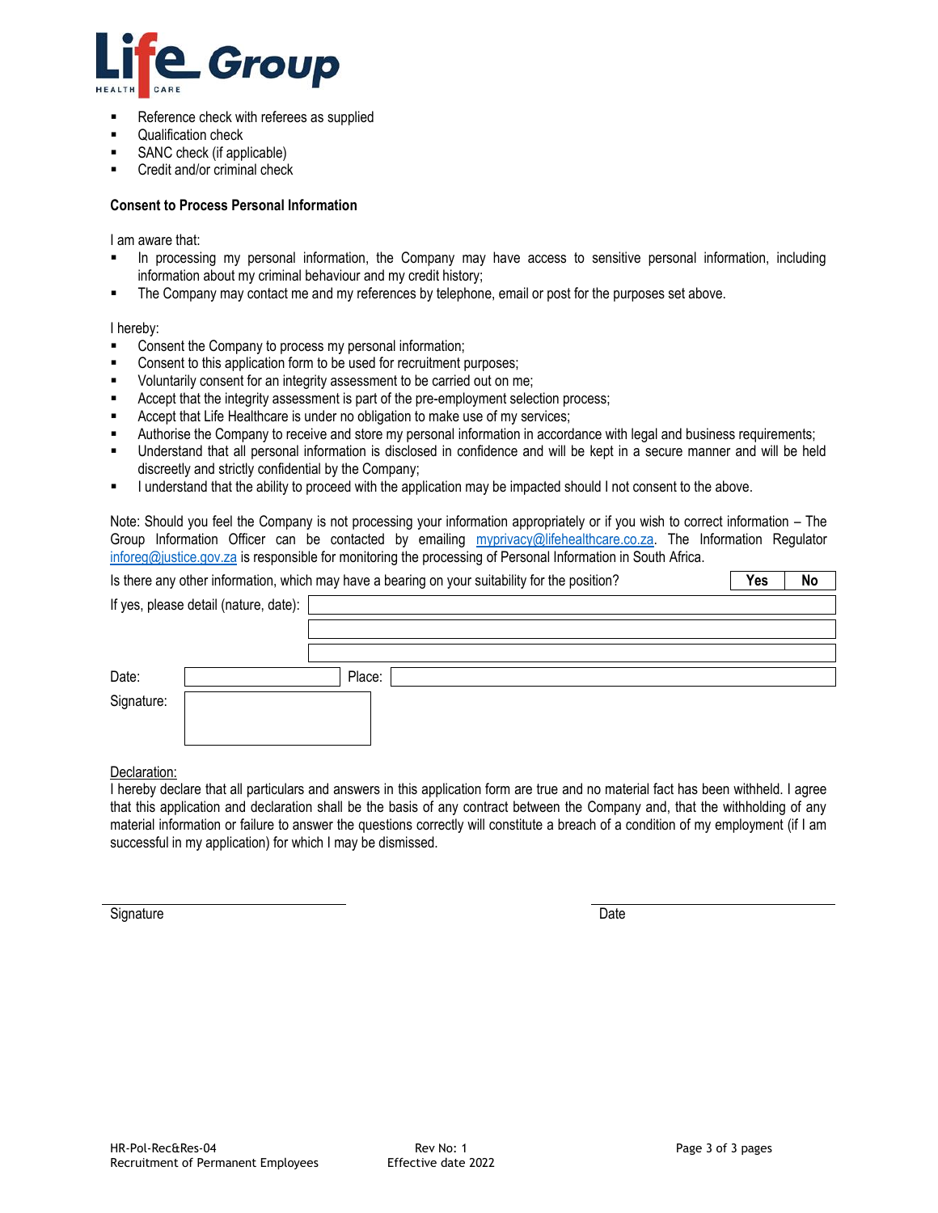- Reference check with referees as supplied
- Qualification check
- SANC check (if applicable)
- Credit and/or criminal check

**Consent to Process Personal Information**

I am aware that:

- In processing my personal information, the Company may have access to sensitive personal information, including information about my criminal behaviour and my credit history;
- The Company may contact me and my references by telephone, email or post for the purposes set above.

I hereby:

- Consent the Company to process my personal information;
- Consent to this application form to be used for recruitment purposes;
- Voluntarily consent for an integrity assessment to be carried out on me;
- Accept that the integrity assessment is part of the pre-employment selection process;
- Accept that Life Healthcare is under no obligation to make use of my services;
- Authorise the Company to receive and store my personal information in accordance with legal and business requirements;
- Understand that all personal information is disclosed in confidence and will be kept in a secure manner and will be held discreetly and strictly confidential by the Company;
- I understand that the ability to proceed with the application may be impacted should I not consent to the above.

Note: Should you feel the Company is not processing your information appropriately or if you wish to correct information – The Group Information Officer can be contacted by emailing myprivacy@lifehealthcare.co.za. The Information Regulator inforeg@justice.gov.za is responsible for monitoring the processing of Personal Information in South Africa.

| | | |
|---|---|---|
| Is there any other information, which may have a bearing on your suitability for the position? | Yes | No |

If yes, please detail (nature, date): ______________________________

______________________________

______________________________

Date: ______________ Place: ______________________________

Signature: ______________

Declaration:

I hereby declare that all particulars and answers in this application form are true and no material fact has been withheld. I agree that this application and declaration shall be the basis of any contract between the Company and, that the withholding of any material information or failure to answer the questions correctly will constitute a breach of a condition of my employment (if I am successful in my application) for which I may be dismissed.

______________________________ Signature

______________________________ Date

HR-Pol-Rec&Res-04
Recruitment of Permanent Employees

Rev No: 1
Effective date 2022